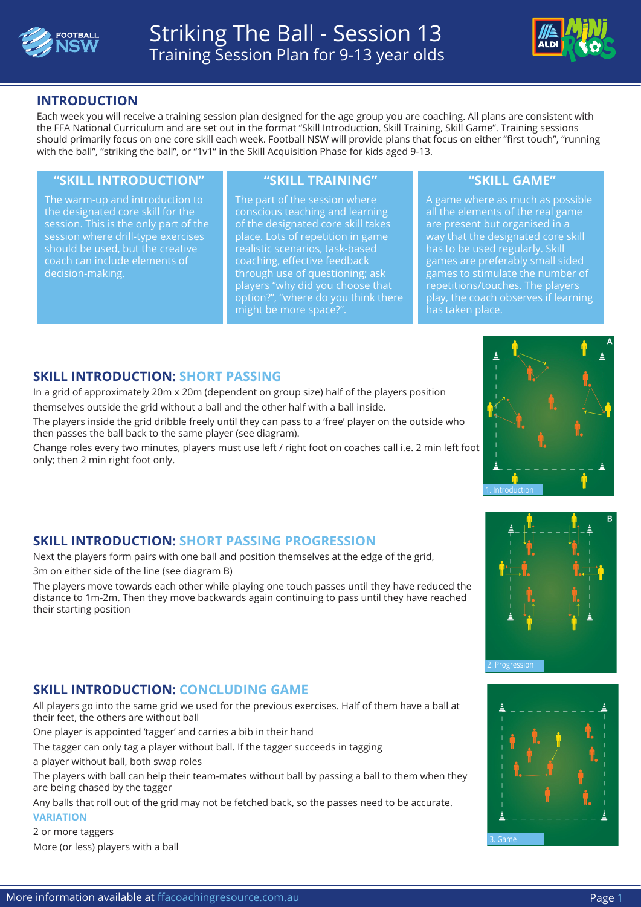# Striking The Ball - Session 13

Training Session Plan for 9-13 year olds

## INTRODUCTION

Each week you will receive a training session plan designed for the age group you are coaching. All plans are consistent with the FFA National Curriculum and are set out in the format "Skill Introduction, Skill Training, Skill Game". Training sessions should primarily focus on one core skill each week. Football NSW will provide plans that focus on either "first touch", "running with the ball", "striking the ball", or "1v1" in the Skill Acquisition Phase for kids aged 9-13.

| "SKILL INTRODUCTION" | "SKILL TRAINING" | "SKILL GAME" |
| --- | --- | --- |
| The warm-up and introduction to the designated core skill for the session. This is the only part of the session where drill-type exercises should be used, but the creative coach can include elements of decision-making. | The part of the session where conscious teaching and learning of the designated core skill takes place. Lots of repetition in game realistic scenarios, task-based coaching, effective feedback through use of questioning; ask players "why did you choose that option?", "where do you think there might be more space?". | A game where as much as possible all the elements of the real game are present but organised in a way that the designated core skill has to be used regularly. Skill games are preferably small sided games to stimulate the number of repetitions/touches. The players play, the coach observes if learning has taken place. |

## SKILL INTRODUCTION: SHORT PASSING

In a grid of approximately 20m x 20m (dependent on group size) half of the players position themselves outside the grid without a ball and the other half with a ball inside.

The players inside the grid dribble freely until they can pass to a 'free' player on the outside who then passes the ball back to the same player (see diagram).

Change roles every two minutes, players must use left / right foot on coaches call i.e. 2 min left foot only; then 2 min right foot only.

1. Introduction

## SKILL INTRODUCTION: SHORT PASSING PROGRESSION

Next the players form pairs with one ball and position themselves at the edge of the grid, 3m on either side of the line (see diagram B)

The players move towards each other while playing one touch passes until they have reduced the distance to 1m-2m. Then they move backwards again continuing to pass until they have reached their starting position

2. Progression

## SKILL INTRODUCTION: CONCLUDING GAME

All players go into the same grid we used for the previous exercises. Half of them have a ball at their feet, the others are without ball

One player is appointed 'tagger' and carries a bib in their hand

The tagger can only tag a player without ball. If the tagger succeeds in tagging a player without ball, both swap roles

The players with ball can help their team-mates without ball by passing a ball to them when they are being chased by the tagger

Any balls that roll out of the grid may not be fetched back, so the passes need to be accurate.

**VARIATION**

2 or more taggers

More (or less) players with a ball

3. Game

More information available at ffacoachingresource.com.au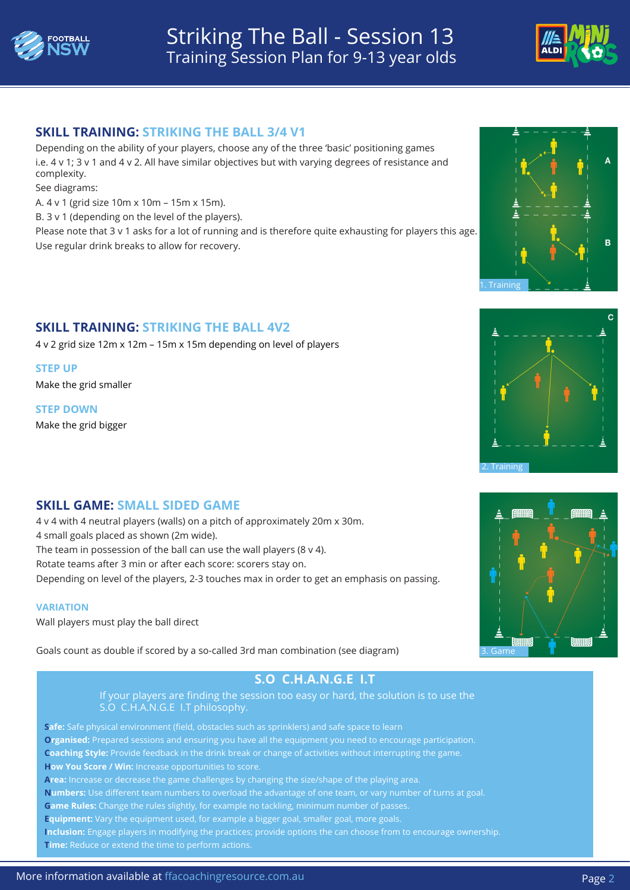# Striking The Ball - Session 13

Training Session Plan for 9-13 year olds

## SKILL TRAINING: STRIKING THE BALL 3/4 V1

Depending on the ability of your players, choose any of the three 'basic' positioning games i.e. 4 v 1; 3 v 1 and 4 v 2. All have similar objectives but with varying degrees of resistance and complexity.

See diagrams:

A. 4 v 1 (grid size 10m x 10m – 15m x 15m).

B. 3 v 1 (depending on the level of the players).

Please note that 3 v 1 asks for a lot of running and is therefore quite exhausting for players this age. Use regular drink breaks to allow for recovery.

A

B

1. Training

## SKILL TRAINING: STRIKING THE BALL 4V2

4 v 2 grid size 12m x 12m – 15m x 15m depending on level of players

### STEP UP

Make the grid smaller

### STEP DOWN

Make the grid bigger

C

2. Training

## SKILL GAME: SMALL SIDED GAME

4 v 4 with 4 neutral players (walls) on a pitch of approximately 20m x 30m.

4 small goals placed as shown (2m wide).

The team in possession of the ball can use the wall players (8 v 4).

Rotate teams after 3 min or after each score: scorers stay on.

Depending on level of the players, 2-3 touches max in order to get an emphasis on passing.

### VARIATION

Wall players must play the ball direct

Goals count as double if scored by a so-called 3rd man combination (see diagram)

3. Game

## S.O C.H.A.N.G.E I.T

If your players are finding the session too easy or hard, the solution is to use the S.O C.H.A.N.G.E I.T philosophy.

**Safe:** Safe physical environment (field, obstacles such as sprinklers) and safe space to learn

**Organised:** Prepared sessions and ensuring you have all the equipment you need to encourage participation.

**Coaching Style:** Provide feedback in the drink break or change of activities without interrupting the game.

**How You Score / Win:** Increase opportunities to score.

**Area:** Increase or decrease the game challenges by changing the size/shape of the playing area.

**Numbers:** Use different team numbers to overload the advantage of one team, or vary number of turns at goal.

**Game Rules:** Change the rules slightly, for example no tackling, minimum number of passes.

**Equipment:** Vary the equipment used, for example a bigger goal, smaller goal, more goals.

**Inclusion:** Engage players in modifying the practices; provide options the can choose from to encourage ownership.

**Time:** Reduce or extend the time to perform actions.

More information available at ffacoachingresource.com.au